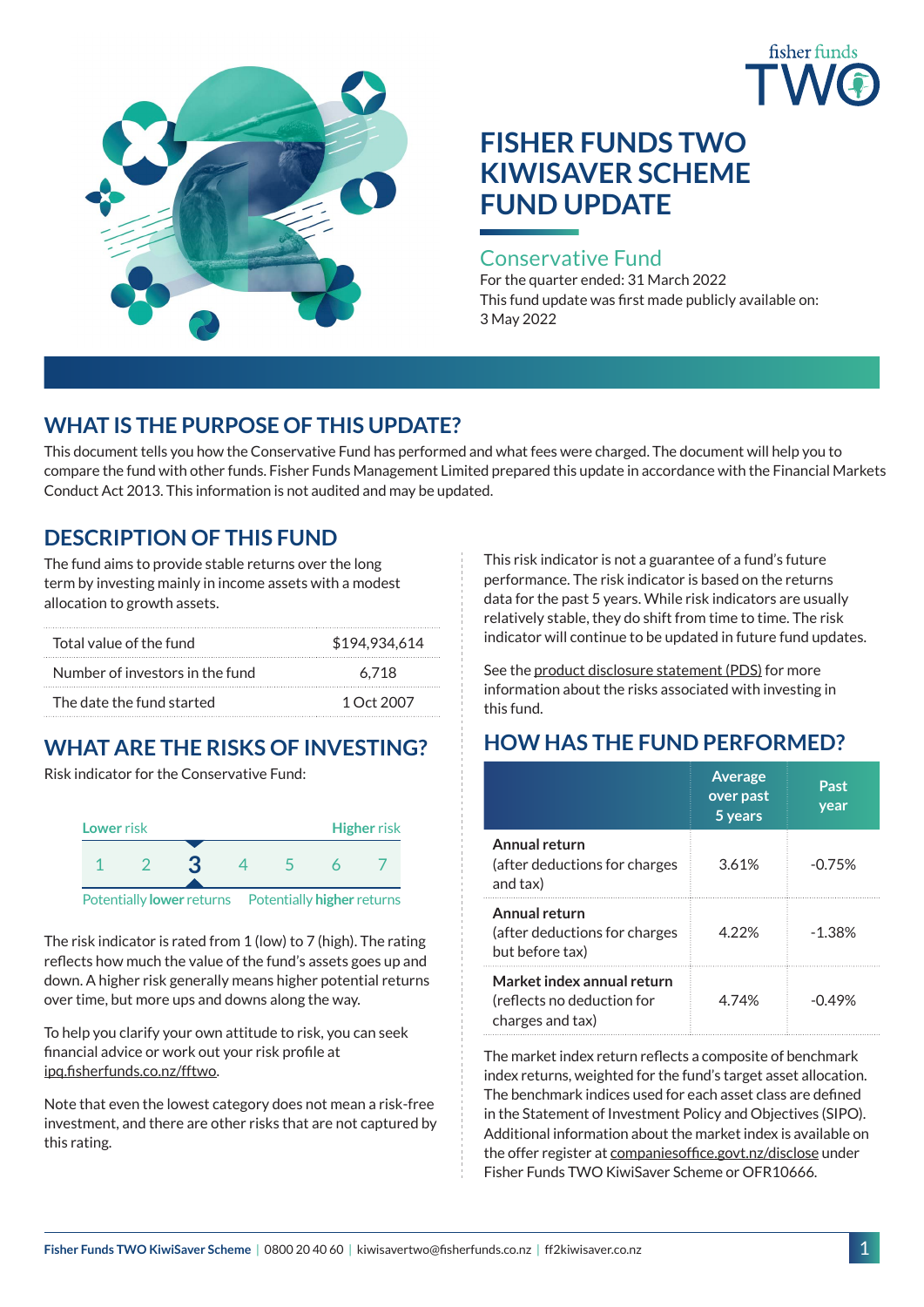# FISHER FUNDS TWO KIWISAVER SCHEME FUND UPDATE

## Conservative Fund

For the quarter ended: 31 March 2022

This fund update was first made publicly available on: 3 May 2022

## WHAT IS THE PURPOSE OF THIS UPDATE?

This document tells you how the Conservative Fund has performed and what fees were charged. The document will help you to compare the fund with other funds. Fisher Funds Management Limited prepared this update in accordance with the Financial Markets Conduct Act 2013. This information is not audited and may be updated.

## DESCRIPTION OF THIS FUND

The fund aims to provide stable returns over the long term by investing mainly in income assets with a modest allocation to growth assets.

| | |
|---|---|
| Total value of the fund | $194,934,614 |
| Number of investors in the fund | 6,718 |
| The date the fund started | 1 Oct 2007 |

## WHAT ARE THE RISKS OF INVESTING?

Risk indicator for the Conservative Fund:

Lower risk — Higher risk

1 2 **3** 4 5 6 7

Potentially **lower** returns — Potentially **higher** returns

The risk indicator is rated from 1 (low) to 7 (high). The rating reflects how much the value of the fund's assets goes up and down. A higher risk generally means higher potential returns over time, but more ups and downs along the way.

To help you clarify your own attitude to risk, you can seek financial advice or work out your risk profile at ipq.fisherfunds.co.nz/fftwo.

Note that even the lowest category does not mean a risk-free investment, and there are other risks that are not captured by this rating.

This risk indicator is not a guarantee of a fund's future performance. The risk indicator is based on the returns data for the past 5 years. While risk indicators are usually relatively stable, they do shift from time to time. The risk indicator will continue to be updated in future fund updates.

See the product disclosure statement (PDS) for more information about the risks associated with investing in this fund.

## HOW HAS THE FUND PERFORMED?

| | Average over past 5 years | Past year |
|---|---|---|
| **Annual return** (after deductions for charges and tax) | 3.61% | -0.75% |
| **Annual return** (after deductions for charges but before tax) | 4.22% | -1.38% |
| **Market index annual return** (reflects no deduction for charges and tax) | 4.74% | -0.49% |

The market index return reflects a composite of benchmark index returns, weighted for the fund's target asset allocation. The benchmark indices used for each asset class are defined in the Statement of Investment Policy and Objectives (SIPO). Additional information about the market index is available on the offer register at companiesoffice.govt.nz/disclose under Fisher Funds TWO KiwiSaver Scheme or OFR10666.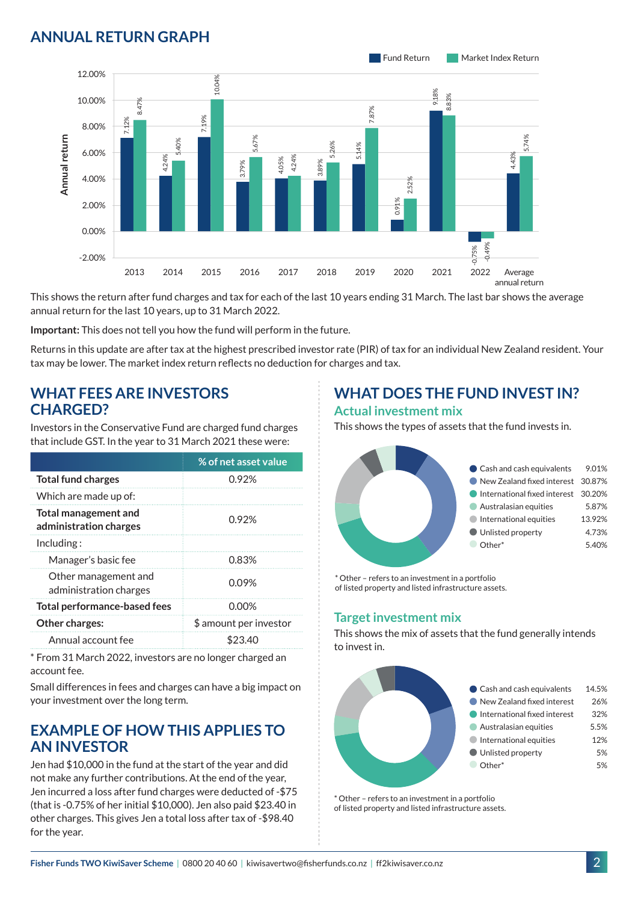## ANNUAL RETURN GRAPH

| Year | Fund Return | Market Index Return |
|---|---|---|
| 2013 | 7.12% | 8.47% |
| 2014 | 4.24% | 5.40% |
| 2015 | 7.19% | 10.04% |
| 2016 | 3.79% | 5.67% |
| 2017 | 4.05% | 4.24% |
| 2018 | 3.89% | 5.26% |
| 2019 | 5.14% | 7.87% |
| 2020 | 0.91% | 2.52% |
| 2021 | 9.18% | 8.83% |
| 2022 | -0.75% | -0.49% |
| Average annual return | 4.43% | 5.74% |

This shows the return after fund charges and tax for each of the last 10 years ending 31 March. The last bar shows the average annual return for the last 10 years, up to 31 March 2022.

**Important:** This does not tell you how the fund will perform in the future.

Returns in this update are after tax at the highest prescribed investor rate (PIR) of tax for an individual New Zealand resident. Your tax may be lower. The market index return reflects no deduction for charges and tax.

## WHAT FEES ARE INVESTORS CHARGED?

Investors in the Conservative Fund are charged fund charges that include GST. In the year to 31 March 2021 these were:

| | % of net asset value |
|---|---|
| **Total fund charges** | 0.92% |
| Which are made up of: | |
| **Total management and administration charges** | 0.92% |
| Including : | |
| Manager's basic fee | 0.83% |
| Other management and administration charges | 0.09% |
| **Total performance-based fees** | 0.00% |
| **Other charges:** | $ amount per investor |
| Annual account fee | $23.40 |

* From 31 March 2022, investors are no longer charged an account fee.

Small differences in fees and charges can have a big impact on your investment over the long term.

## EXAMPLE OF HOW THIS APPLIES TO AN INVESTOR

Jen had $10,000 in the fund at the start of the year and did not make any further contributions. At the end of the year, Jen incurred a loss after fund charges were deducted of -$75 (that is -0.75% of her initial $10,000). Jen also paid $23.40 in other charges. This gives Jen a total loss after tax of -$98.40 for the year.

## WHAT DOES THE FUND INVEST IN?

### Actual investment mix

This shows the types of assets that the fund invests in.

| Asset type | % |
|---|---|
| Cash and cash equivalents | 9.01% |
| New Zealand fixed interest | 30.87% |
| International fixed interest | 30.20% |
| Australasian equities | 5.87% |
| International equities | 13.92% |
| Unlisted property | 4.73% |
| Other* | 5.40% |

* Other – refers to an investment in a portfolio of listed property and listed infrastructure assets.

### Target investment mix

This shows the mix of assets that the fund generally intends to invest in.

| Asset type | % |
|---|---|
| Cash and cash equivalents | 14.5% |
| New Zealand fixed interest | 26% |
| International fixed interest | 32% |
| Australasian equities | 5.5% |
| International equities | 12% |
| Unlisted property | 5% |
| Other* | 5% |

* Other – refers to an investment in a portfolio of listed property and listed infrastructure assets.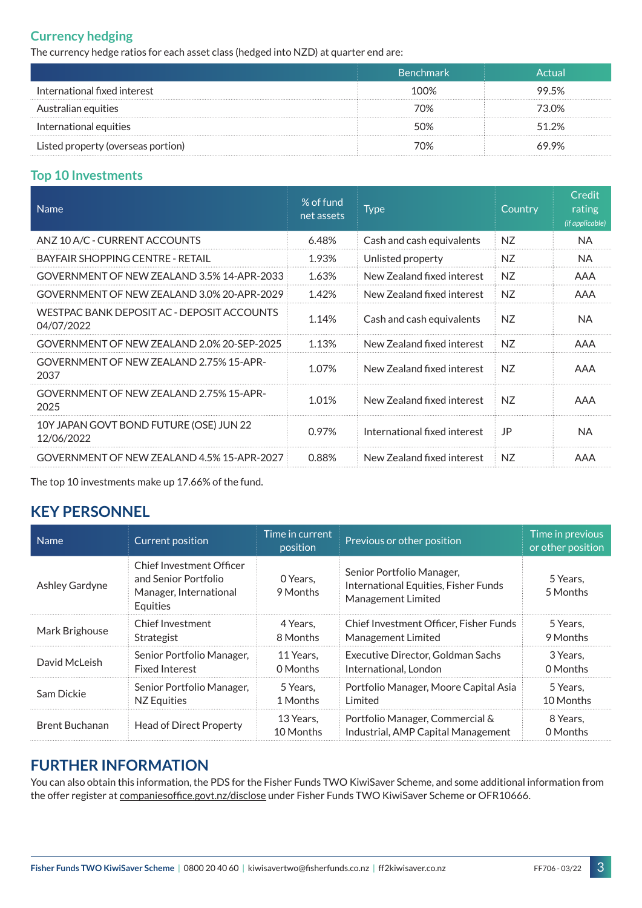## Currency hedging

The currency hedge ratios for each asset class (hedged into NZD) at quarter end are:

| | Benchmark | Actual |
|---|---|---|
| International fixed interest | 100% | 99.5% |
| Australian equities | 70% | 73.0% |
| International equities | 50% | 51.2% |
| Listed property (overseas portion) | 70% | 69.9% |

## Top 10 Investments

| Name | % of fund net assets | Type | Country | Credit rating *(if applicable)* |
|---|---|---|---|---|
| ANZ 10 A/C - CURRENT ACCOUNTS | 6.48% | Cash and cash equivalents | NZ | NA |
| BAYFAIR SHOPPING CENTRE - RETAIL | 1.93% | Unlisted property | NZ | NA |
| GOVERNMENT OF NEW ZEALAND 3.5% 14-APR-2033 | 1.63% | New Zealand fixed interest | NZ | AAA |
| GOVERNMENT OF NEW ZEALAND 3.0% 20-APR-2029 | 1.42% | New Zealand fixed interest | NZ | AAA |
| WESTPAC BANK DEPOSIT AC - DEPOSIT ACCOUNTS 04/07/2022 | 1.14% | Cash and cash equivalents | NZ | NA |
| GOVERNMENT OF NEW ZEALAND 2.0% 20-SEP-2025 | 1.13% | New Zealand fixed interest | NZ | AAA |
| GOVERNMENT OF NEW ZEALAND 2.75% 15-APR-2037 | 1.07% | New Zealand fixed interest | NZ | AAA |
| GOVERNMENT OF NEW ZEALAND 2.75% 15-APR-2025 | 1.01% | New Zealand fixed interest | NZ | AAA |
| 10Y JAPAN GOVT BOND FUTURE (OSE) JUN 22 12/06/2022 | 0.97% | International fixed interest | JP | NA |
| GOVERNMENT OF NEW ZEALAND 4.5% 15-APR-2027 | 0.88% | New Zealand fixed interest | NZ | AAA |

The top 10 investments make up 17.66% of the fund.

## KEY PERSONNEL

| Name | Current position | Time in current position | Previous or other position | Time in previous or other position |
|---|---|---|---|---|
| Ashley Gardyne | Chief Investment Officer and Senior Portfolio Manager, International Equities | 0 Years, 9 Months | Senior Portfolio Manager, International Equities, Fisher Funds Management Limited | 5 Years, 5 Months |
| Mark Brighouse | Chief Investment Strategist | 4 Years, 8 Months | Chief Investment Officer, Fisher Funds Management Limited | 5 Years, 9 Months |
| David McLeish | Senior Portfolio Manager, Fixed Interest | 11 Years, 0 Months | Executive Director, Goldman Sachs International, London | 3 Years, 0 Months |
| Sam Dickie | Senior Portfolio Manager, NZ Equities | 5 Years, 1 Months | Portfolio Manager, Moore Capital Asia Limited | 5 Years, 10 Months |
| Brent Buchanan | Head of Direct Property | 13 Years, 10 Months | Portfolio Manager, Commercial & Industrial, AMP Capital Management | 8 Years, 0 Months |

## FURTHER INFORMATION

You can also obtain this information, the PDS for the Fisher Funds TWO KiwiSaver Scheme, and some additional information from the offer register at companiesoffice.govt.nz/disclose under Fisher Funds TWO KiwiSaver Scheme or OFR10666.